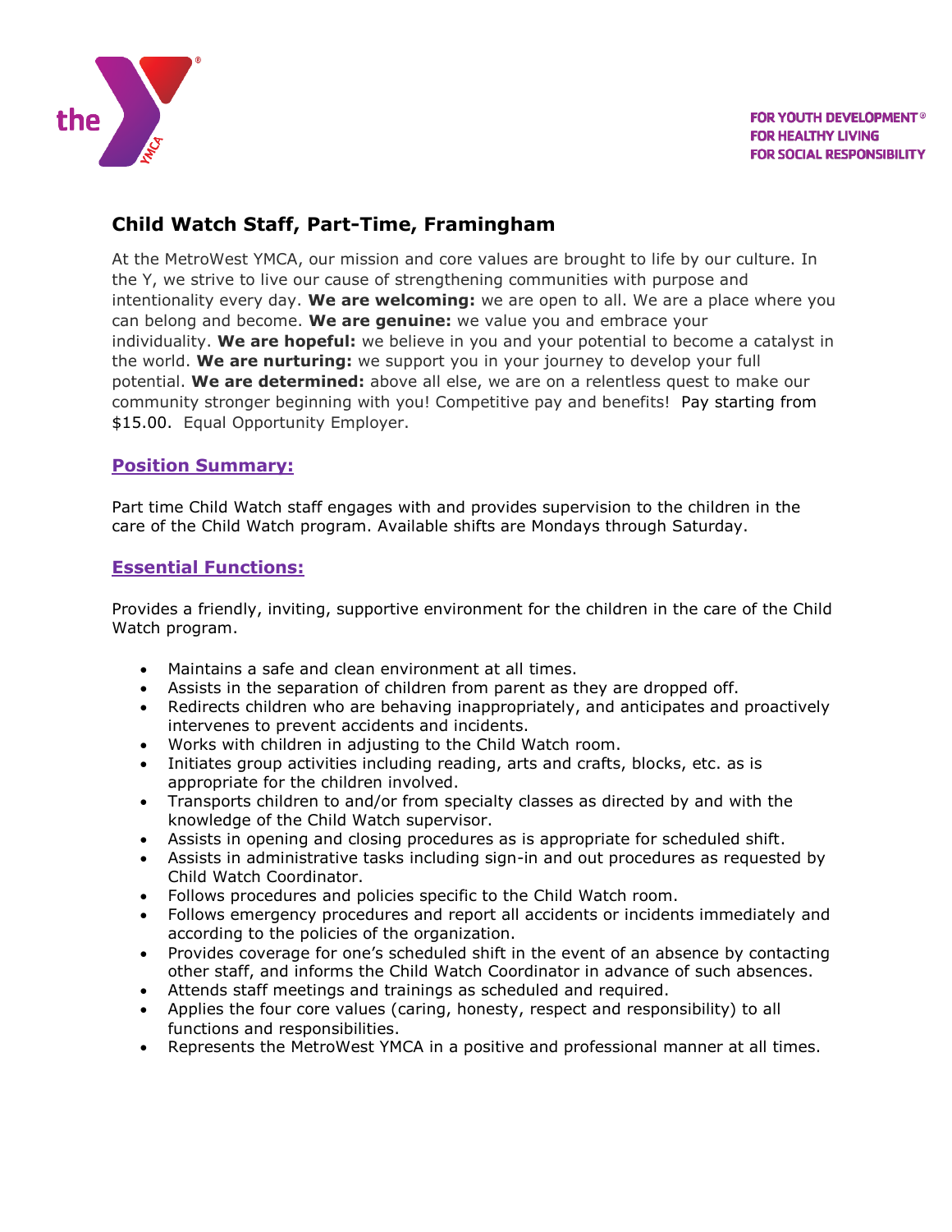FOR YOUTH DEVELOPMENT®
FOR HEALTHY LIVING
FOR SOCIAL RESPONSIBILITY

# Child Watch Staff, Part-Time, Framingham

At the MetroWest YMCA, our mission and core values are brought to life by our culture. In the Y, we strive to live our cause of strengthening communities with purpose and intentionality every day. **We are welcoming:** we are open to all. We are a place where you can belong and become. **We are genuine:** we value you and embrace your individuality. **We are hopeful:** we believe in you and your potential to become a catalyst in the world. **We are nurturing:** we support you in your journey to develop your full potential. **We are determined:** above all else, we are on a relentless quest to make our community stronger beginning with you! Competitive pay and benefits! Pay starting from $15.00. Equal Opportunity Employer.

## Position Summary:

Part time Child Watch staff engages with and provides supervision to the children in the care of the Child Watch program. Available shifts are Mondays through Saturday.

## Essential Functions:

Provides a friendly, inviting, supportive environment for the children in the care of the Child Watch program.

- Maintains a safe and clean environment at all times.
- Assists in the separation of children from parent as they are dropped off.
- Redirects children who are behaving inappropriately, and anticipates and proactively intervenes to prevent accidents and incidents.
- Works with children in adjusting to the Child Watch room.
- Initiates group activities including reading, arts and crafts, blocks, etc. as is appropriate for the children involved.
- Transports children to and/or from specialty classes as directed by and with the knowledge of the Child Watch supervisor.
- Assists in opening and closing procedures as is appropriate for scheduled shift.
- Assists in administrative tasks including sign-in and out procedures as requested by Child Watch Coordinator.
- Follows procedures and policies specific to the Child Watch room.
- Follows emergency procedures and report all accidents or incidents immediately and according to the policies of the organization.
- Provides coverage for one's scheduled shift in the event of an absence by contacting other staff, and informs the Child Watch Coordinator in advance of such absences.
- Attends staff meetings and trainings as scheduled and required.
- Applies the four core values (caring, honesty, respect and responsibility) to all functions and responsibilities.
- Represents the MetroWest YMCA in a positive and professional manner at all times.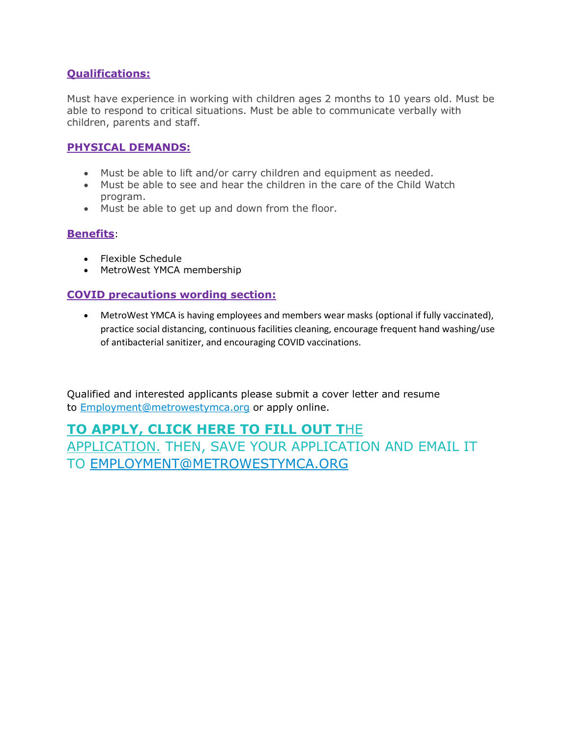## Qualifications:

Must have experience in working with children ages 2 months to 10 years old. Must be able to respond to critical situations. Must be able to communicate verbally with children, parents and staff.

## PHYSICAL DEMANDS:

- Must be able to lift and/or carry children and equipment as needed.
- Must be able to see and hear the children in the care of the Child Watch program.
- Must be able to get up and down from the floor.

## Benefits:

- Flexible Schedule
- MetroWest YMCA membership

## COVID precautions wording section:

- MetroWest YMCA is having employees and members wear masks (optional if fully vaccinated), practice social distancing, continuous facilities cleaning, encourage frequent hand washing/use of antibacterial sanitizer, and encouraging COVID vaccinations.

Qualified and interested applicants please submit a cover letter and resume to Employment@metrowestymca.org or apply online.

**TO APPLY, CLICK HERE TO FILL OUT THE APPLICATION. THEN, SAVE YOUR APPLICATION AND EMAIL IT TO EMPLOYMENT@METROWESTYMCA.ORG**